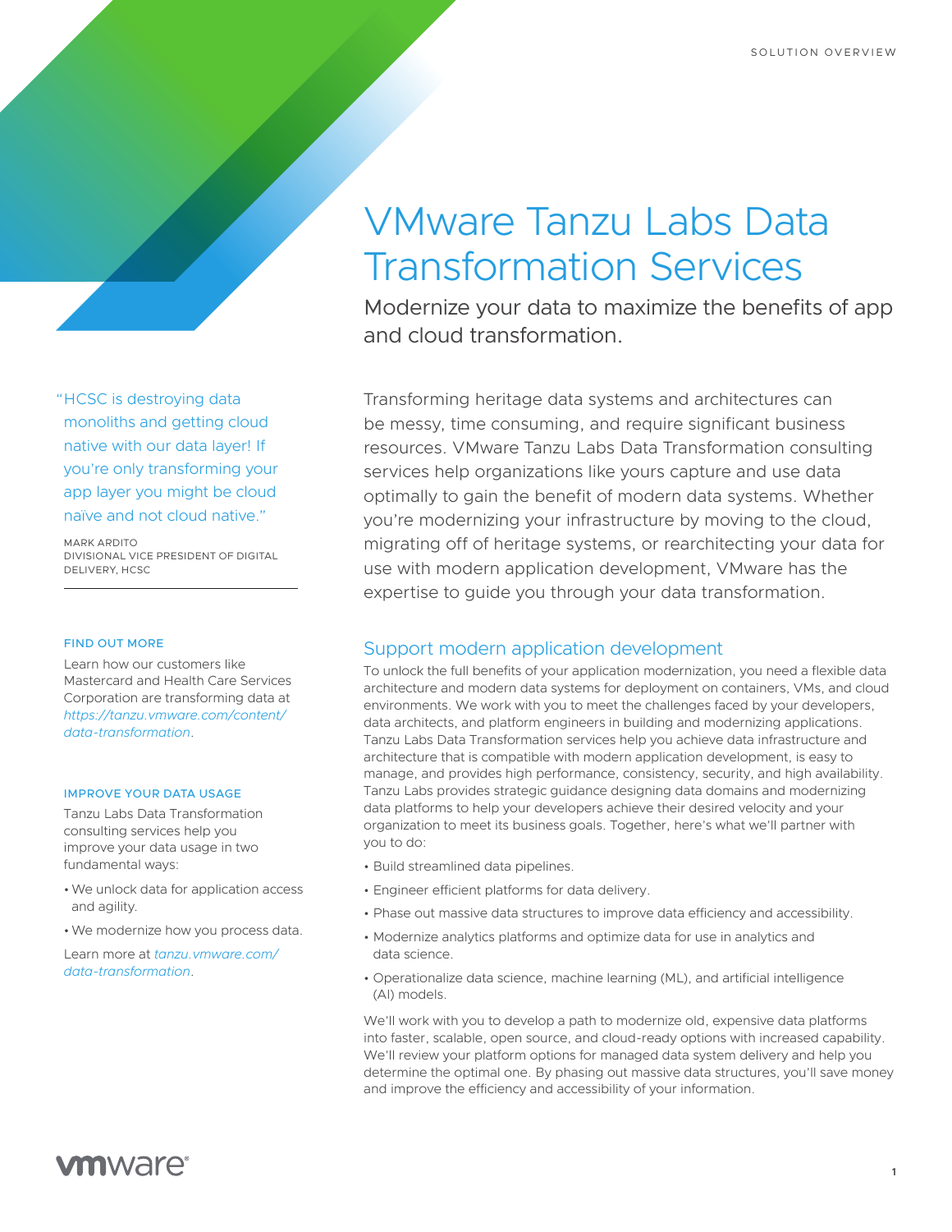SOLUTION OVERVIEW

# VMware Tanzu Labs Data Transformation Services

Modernize your data to maximize the benefits of app and cloud transformation.

Transforming heritage data systems and architectures can be messy, time consuming, and require significant business resources. VMware Tanzu Labs Data Transformation consulting services help organizations like yours capture and use data optimally to gain the benefit of modern data systems. Whether you're modernizing your infrastructure by moving to the cloud, migrating off of heritage systems, or rearchitecting your data for use with modern application development, VMware has the expertise to guide you through your data transformation.

"HCSC is destroying data monoliths and getting cloud native with our data layer! If you're only transforming your app layer you might be cloud naïve and not cloud native."

MARK ARDITO
DIVISIONAL VICE PRESIDENT OF DIGITAL DELIVERY, HCSC

**FIND OUT MORE**

Learn how our customers like Mastercard and Health Care Services Corporation are transforming data at *https://tanzu.vmware.com/content/data-transformation*.

**IMPROVE YOUR DATA USAGE**

Tanzu Labs Data Transformation consulting services help you improve your data usage in two fundamental ways:

- We unlock data for application access and agility.
- We modernize how you process data.

Learn more at *tanzu.vmware.com/data-transformation*.

## Support modern application development

To unlock the full benefits of your application modernization, you need a flexible data architecture and modern data systems for deployment on containers, VMs, and cloud environments. We work with you to meet the challenges faced by your developers, data architects, and platform engineers in building and modernizing applications. Tanzu Labs Data Transformation services help you achieve data infrastructure and architecture that is compatible with modern application development, is easy to manage, and provides high performance, consistency, security, and high availability. Tanzu Labs provides strategic guidance designing data domains and modernizing data platforms to help your developers achieve their desired velocity and your organization to meet its business goals. Together, here's what we'll partner with you to do:

- Build streamlined data pipelines.
- Engineer efficient platforms for data delivery.
- Phase out massive data structures to improve data efficiency and accessibility.
- Modernize analytics platforms and optimize data for use in analytics and data science.
- Operationalize data science, machine learning (ML), and artificial intelligence (AI) models.

We'll work with you to develop a path to modernize old, expensive data platforms into faster, scalable, open source, and cloud-ready options with increased capability. We'll review your platform options for managed data system delivery and help you determine the optimal one. By phasing out massive data structures, you'll save money and improve the efficiency and accessibility of your information.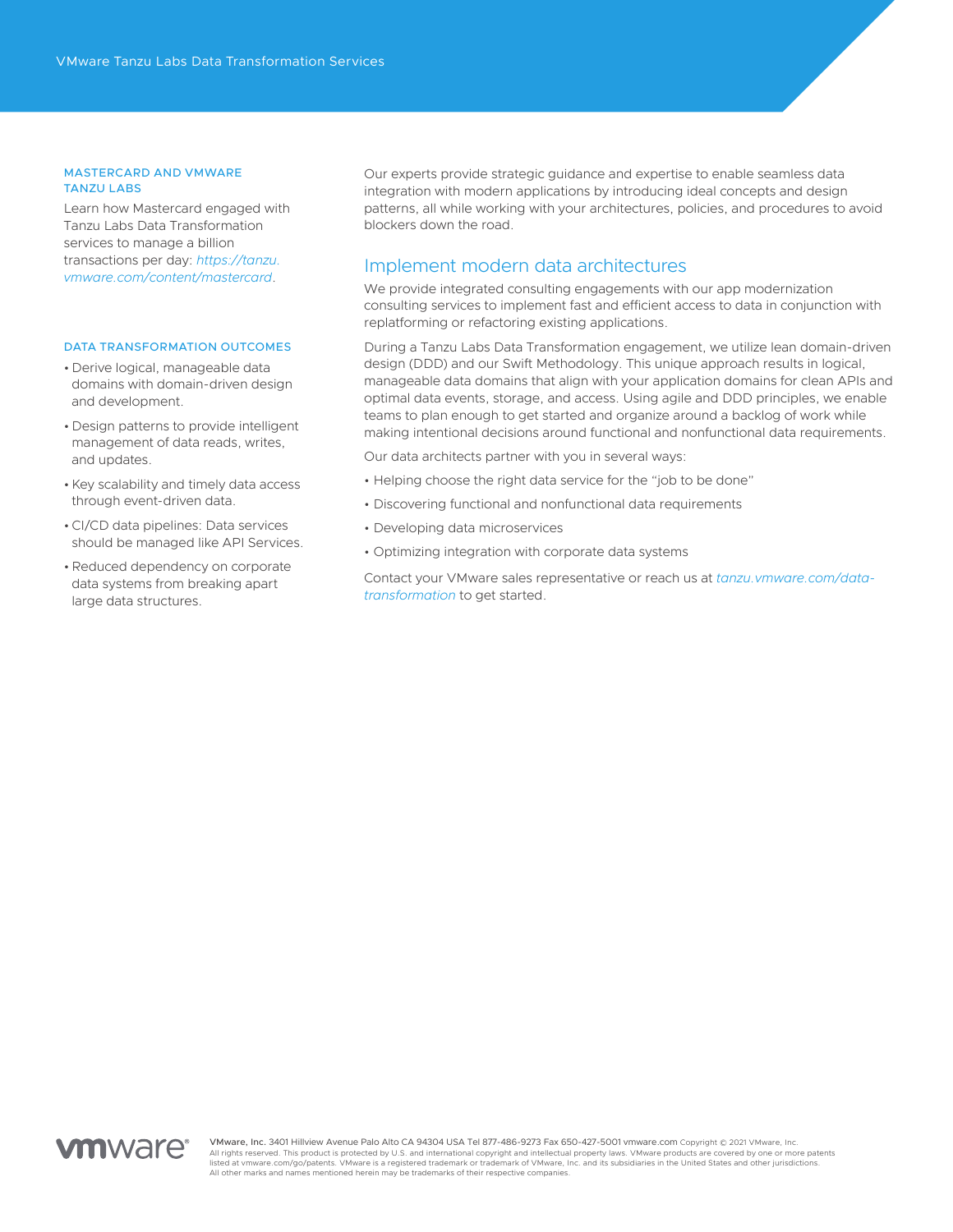MASTERCARD AND VMWARE TANZU LABS

Learn how Mastercard engaged with Tanzu Labs Data Transformation services to manage a billion transactions per day: *https://tanzu.vmware.com/content/mastercard*.

DATA TRANSFORMATION OUTCOMES

- Derive logical, manageable data domains with domain-driven design and development.
- Design patterns to provide intelligent management of data reads, writes, and updates.
- Key scalability and timely data access through event-driven data.
- CI/CD data pipelines: Data services should be managed like API Services.
- Reduced dependency on corporate data systems from breaking apart large data structures.

Our experts provide strategic guidance and expertise to enable seamless data integration with modern applications by introducing ideal concepts and design patterns, all while working with your architectures, policies, and procedures to avoid blockers down the road.

## Implement modern data architectures

We provide integrated consulting engagements with our app modernization consulting services to implement fast and efficient access to data in conjunction with replatforming or refactoring existing applications.

During a Tanzu Labs Data Transformation engagement, we utilize lean domain-driven design (DDD) and our Swift Methodology. This unique approach results in logical, manageable data domains that align with your application domains for clean APIs and optimal data events, storage, and access. Using agile and DDD principles, we enable teams to plan enough to get started and organize around a backlog of work while making intentional decisions around functional and nonfunctional data requirements.

Our data architects partner with you in several ways:

- Helping choose the right data service for the "job to be done"
- Discovering functional and nonfunctional data requirements
- Developing data microservices
- Optimizing integration with corporate data systems

Contact your VMware sales representative or reach us at *tanzu.vmware.com/data-transformation* to get started.

VMware, Inc. 3401 Hillview Avenue Palo Alto CA 94304 USA Tel 877-486-9273 Fax 650-427-5001 vmware.com Copyright © 2021 VMware, Inc. All rights reserved. This product is protected by U.S. and international copyright and intellectual property laws. VMware products are covered by one or more patents listed at vmware.com/go/patents. VMware is a registered trademark or trademark of VMware, Inc. and its subsidiaries in the United States and other jurisdictions. All other marks and names mentioned herein may be trademarks of their respective companies.